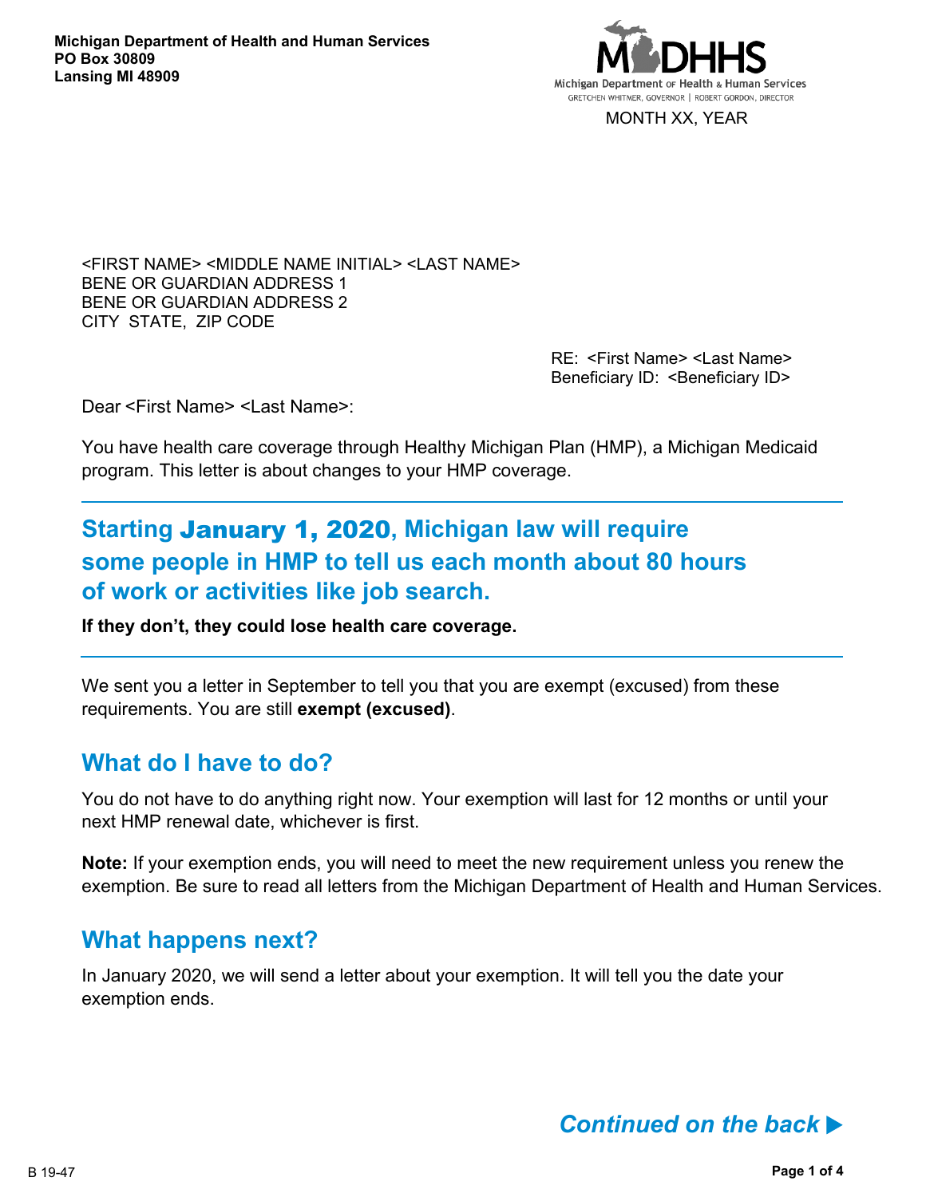**Michigan Department of Health and Human Services**
**PO Box 30809**
**Lansing MI 48909**

MDHHS
Michigan Department of Health & Human Services
GRETCHEN WHITMER, GOVERNOR | ROBERT GORDON, DIRECTOR

MONTH XX, YEAR

<FIRST NAME> <MIDDLE NAME INITIAL> <LAST NAME>
BENE OR GUARDIAN ADDRESS 1
BENE OR GUARDIAN ADDRESS 2
CITY STATE, ZIP CODE

RE: <First Name> <Last Name>
Beneficiary ID: <Beneficiary ID>

Dear <First Name> <Last Name>:

You have health care coverage through Healthy Michigan Plan (HMP), a Michigan Medicaid program. This letter is about changes to your HMP coverage.

---

## Starting January 1, 2020, Michigan law will require some people in HMP to tell us each month about 80 hours of work or activities like job search.

**If they don't, they could lose health care coverage.**

---

We sent you a letter in September to tell you that you are exempt (excused) from these requirements. You are still **exempt (excused)**.

## What do I have to do?

You do not have to do anything right now. Your exemption will last for 12 months or until your next HMP renewal date, whichever is first.

**Note:** If your exemption ends, you will need to meet the new requirement unless you renew the exemption. Be sure to read all letters from the Michigan Department of Health and Human Services.

## What happens next?

In January 2020, we will send a letter about your exemption. It will tell you the date your exemption ends.

***Continued on the back ▶***

B 19-47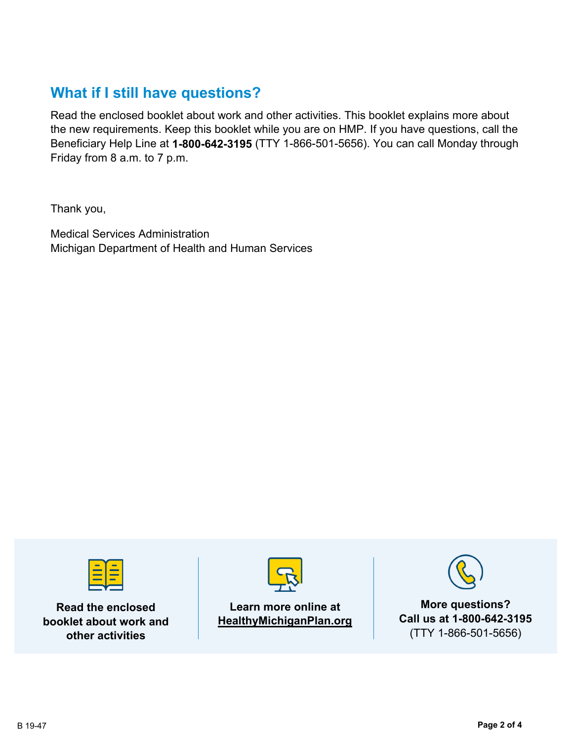## What if I still have questions?

Read the enclosed booklet about work and other activities. This booklet explains more about the new requirements. Keep this booklet while you are on HMP. If you have questions, call the Beneficiary Help Line at **1-800-642-3195** (TTY 1-866-501-5656). You can call Monday through Friday from 8 a.m. to 7 p.m.

Thank you,

Medical Services Administration
Michigan Department of Health and Human Services

**Read the enclosed booklet about work and other activities**

**Learn more online at HealthyMichiganPlan.org**

**More questions? Call us at 1-800-642-3195**
(TTY 1-866-501-5656)

B 19-47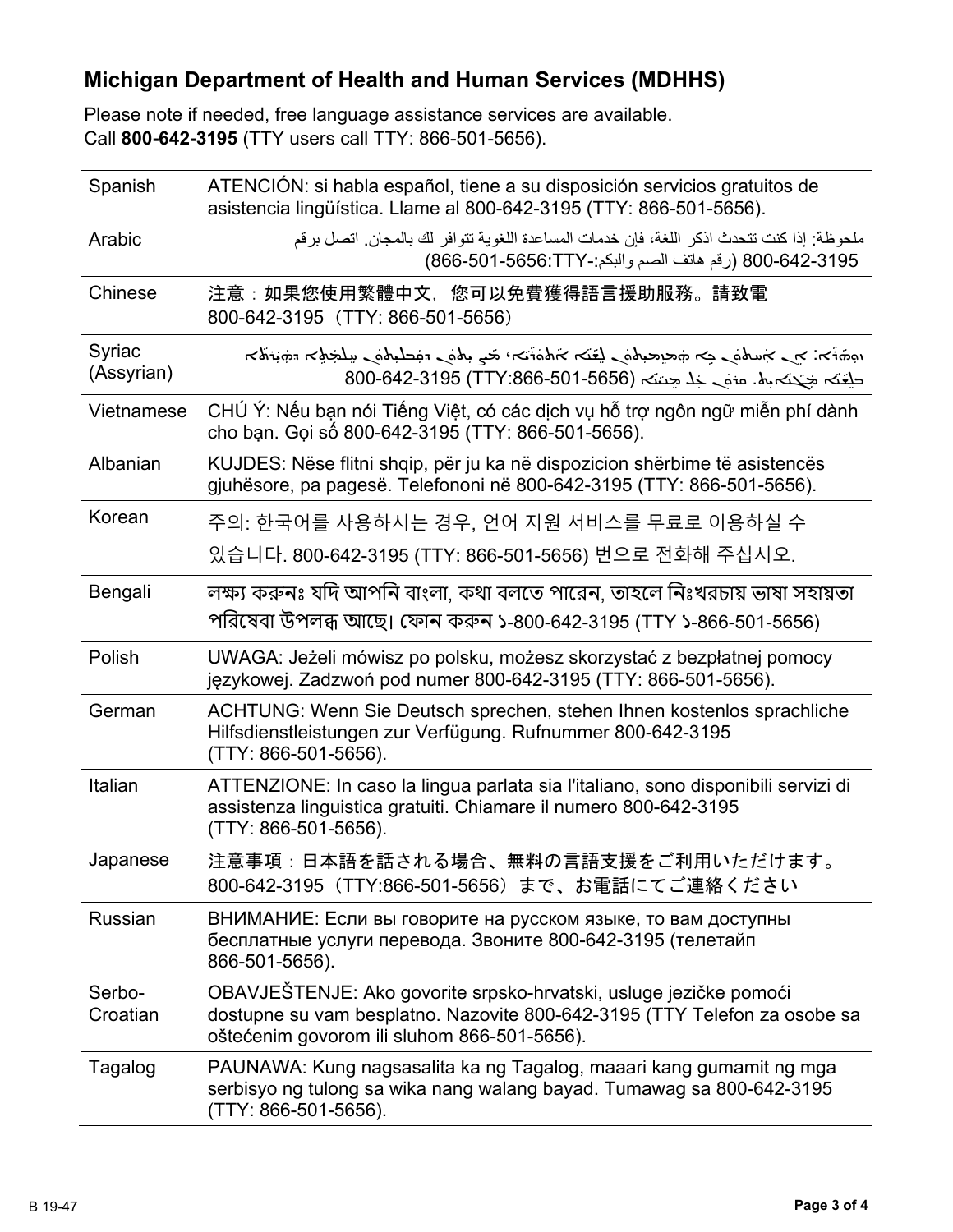## Michigan Department of Health and Human Services (MDHHS)

Please note if needed, free language assistance services are available.
Call **800-642-3195** (TTY users call TTY: 866-501-5656).

| | |
|---|---|
| Spanish | ATENCIÓN: si habla español, tiene a su disposición servicios gratuitos de asistencia lingüística. Llame al 800-642-3195 (TTY: 866-501-5656). |
| Arabic | ملحوظة: إذا كنت تتحدث اذكر اللغة، فإن خدمات المساعدة اللغوية تتوافر لك بالمجان. اتصل برقم 800-642-3195 (رقم هاتف الصم والبكم:-TTY:866-501-5656) |
| Chinese | 注意：如果您使用繁體中文，您可以免費獲得語言援助服務。請致電 800-642-3195（TTY: 866-501-5656） |
| Syriac (Assyrian) | ܙܘܗܪܐ: ܐܢ ܐܢܬ ܡܡܠܠܬ ܠܫܢܐ ܐܬܘܪܝܐ، ܟܝܠܐ ܕܥܘܕܪܢܐ ܕܠܫܢܐ ܡܛܝܐ ܠܟ ܡܓܢܐܝܬ. ܩܪܝ ܠܡܢܝܢܐ 800-642-3195 (TTY:866-501-5656) |
| Vietnamese | CHÚ Ý: Nếu bạn nói Tiếng Việt, có các dịch vụ hỗ trợ ngôn ngữ miễn phí dành cho bạn. Gọi số 800-642-3195 (TTY: 866-501-5656). |
| Albanian | KUJDES: Nëse flitni shqip, për ju ka në dispozicion shërbime të asistencës gjuhësore, pa pagesë. Telefononi në 800-642-3195 (TTY: 866-501-5656). |
| Korean | 주의: 한국어를 사용하시는 경우, 언어 지원 서비스를 무료로 이용하실 수 있습니다. 800-642-3195 (TTY: 866-501-5656) 번으로 전화해 주십시오. |
| Bengali | লক্ষ্য করুনঃ যদি আপনি বাংলা, কথা বলতে পারেন, তাহলে নিঃখরচায় ভাষা সহায়তা পরিষেবা উপলব্ধ আছে। ফোন করুন ১-800-642-3195 (TTY ১-866-501-5656) |
| Polish | UWAGA: Jeżeli mówisz po polsku, możesz skorzystać z bezpłatnej pomocy językowej. Zadzwoń pod numer 800-642-3195 (TTY: 866-501-5656). |
| German | ACHTUNG: Wenn Sie Deutsch sprechen, stehen Ihnen kostenlos sprachliche Hilfsdienstleistungen zur Verfügung. Rufnummer 800-642-3195 (TTY: 866-501-5656). |
| Italian | ATTENZIONE: In caso la lingua parlata sia l'italiano, sono disponibili servizi di assistenza linguistica gratuiti. Chiamare il numero 800-642-3195 (TTY: 866-501-5656). |
| Japanese | 注意事項：日本語を話される場合、無料の言語支援をご利用いただけます。800-642-3195（TTY:866-501-5656）まで、お電話にてご連絡ください |
| Russian | ВНИМАНИЕ: Если вы говорите на русском языке, то вам доступны бесплатные услуги перевода. Звоните 800-642-3195 (телетайп 866-501-5656). |
| Serbo-Croatian | OBAVJEŠTENJE: Ako govorite srpsko-hrvatski, usluge jezičke pomoći dostupne su vam besplatno. Nazovite 800-642-3195 (TTY Telefon za osobe sa oštećenim govorom ili sluhom 866-501-5656). |
| Tagalog | PAUNAWA: Kung nagsasalita ka ng Tagalog, maaari kang gumamit ng mga serbisyo ng tulong sa wika nang walang bayad. Tumawag sa 800-642-3195 (TTY: 866-501-5656). |

B 19-47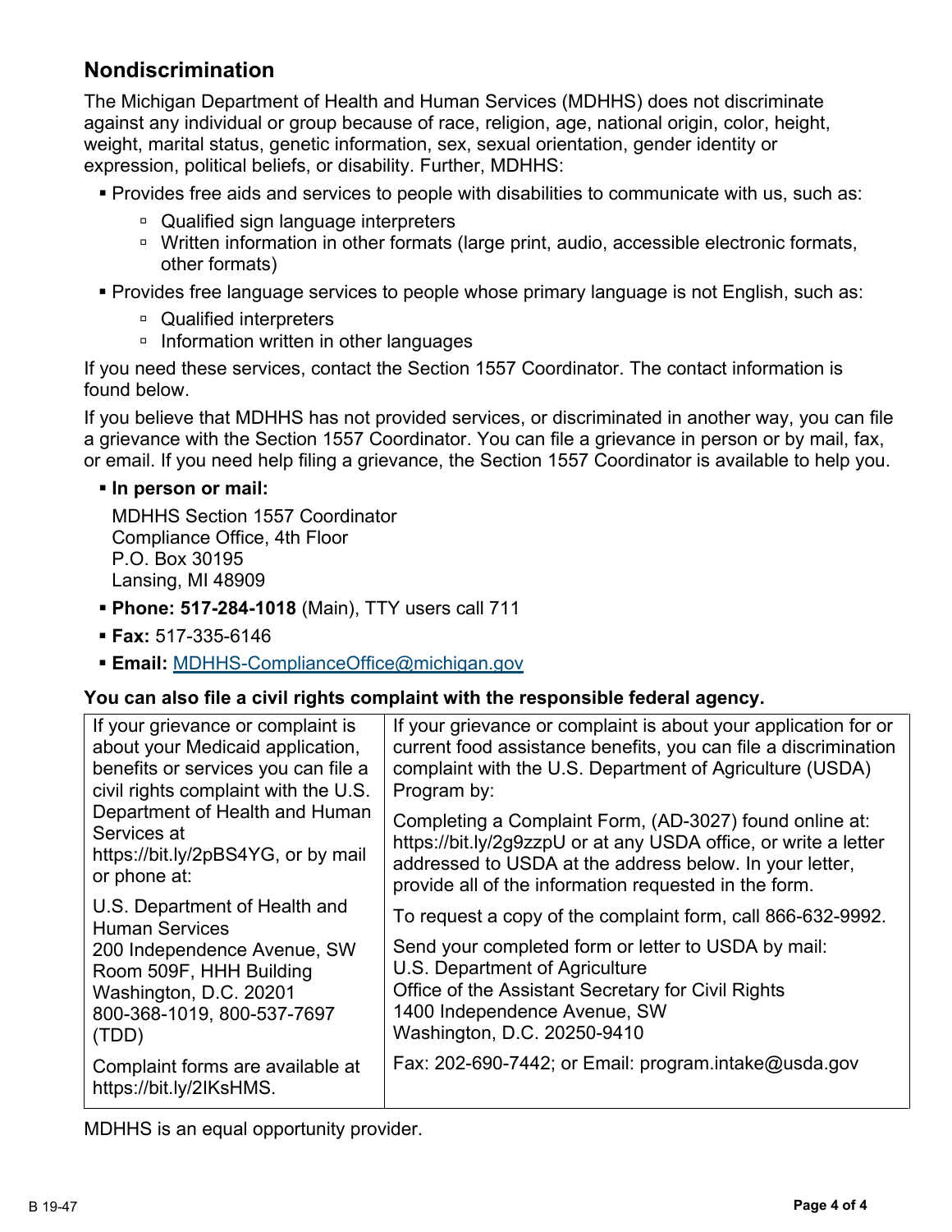## Nondiscrimination

The Michigan Department of Health and Human Services (MDHHS) does not discriminate against any individual or group because of race, religion, age, national origin, color, height, weight, marital status, genetic information, sex, sexual orientation, gender identity or expression, political beliefs, or disability. Further, MDHHS:

- Provides free aids and services to people with disabilities to communicate with us, such as:
  - Qualified sign language interpreters
  - Written information in other formats (large print, audio, accessible electronic formats, other formats)
- Provides free language services to people whose primary language is not English, such as:
  - Qualified interpreters
  - Information written in other languages

If you need these services, contact the Section 1557 Coordinator. The contact information is found below.

If you believe that MDHHS has not provided services, or discriminated in another way, you can file a grievance with the Section 1557 Coordinator. You can file a grievance in person or by mail, fax, or email. If you need help filing a grievance, the Section 1557 Coordinator is available to help you.

- **In person or mail:**

  MDHHS Section 1557 Coordinator
  Compliance Office, 4th Floor
  P.O. Box 30195
  Lansing, MI 48909
- **Phone: 517-284-1018** (Main), TTY users call 711
- **Fax:** 517-335-6146
- **Email:** MDHHS-ComplianceOffice@michigan.gov

**You can also file a civil rights complaint with the responsible federal agency.**

| | |
|---|---|
| If your grievance or complaint is about your Medicaid application, benefits or services you can file a civil rights complaint with the U.S. Department of Health and Human Services at https://bit.ly/2pBS4YG, or by mail or phone at:<br><br>U.S. Department of Health and Human Services<br>200 Independence Avenue, SW<br>Room 509F, HHH Building<br>Washington, D.C. 20201<br>800-368-1019, 800-537-7697 (TDD)<br><br>Complaint forms are available at https://bit.ly/2IKsHMS. | If your grievance or complaint is about your application for or current food assistance benefits, you can file a discrimination complaint with the U.S. Department of Agriculture (USDA) Program by:<br><br>Completing a Complaint Form, (AD-3027) found online at: https://bit.ly/2g9zzpU or at any USDA office, or write a letter addressed to USDA at the address below. In your letter, provide all of the information requested in the form.<br><br>To request a copy of the complaint form, call 866-632-9992.<br><br>Send your completed form or letter to USDA by mail:<br>U.S. Department of Agriculture<br>Office of the Assistant Secretary for Civil Rights<br>1400 Independence Avenue, SW<br>Washington, D.C. 20250-9410<br><br>Fax: 202-690-7442; or Email: program.intake@usda.gov |

MDHHS is an equal opportunity provider.

B 19-47